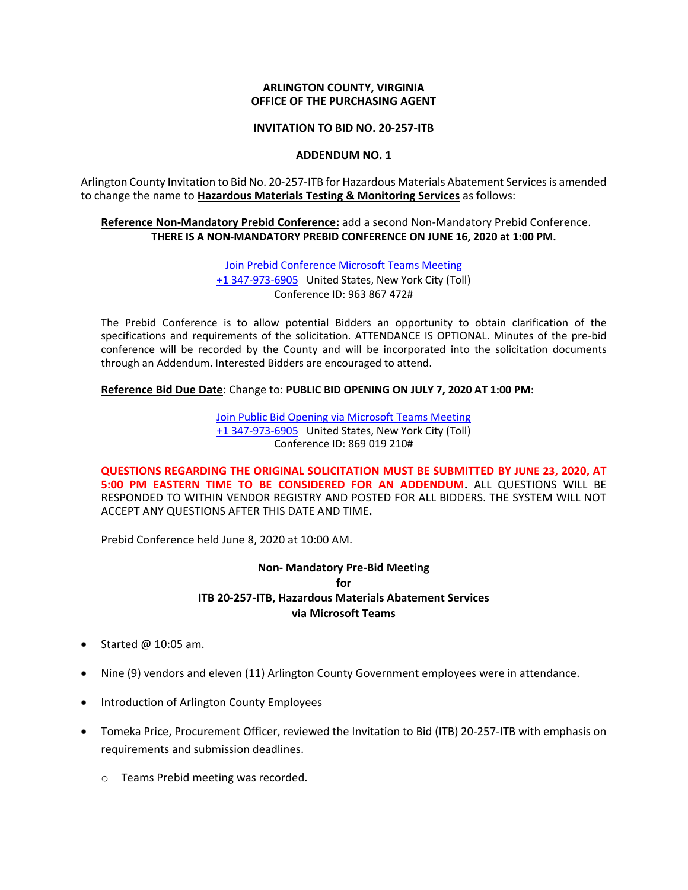**ARLINGTON COUNTY, VIRGINIA**
**OFFICE OF THE PURCHASING AGENT**

**INVITATION TO BID NO. 20-257-ITB**

**ADDENDUM NO. 1**

Arlington County Invitation to Bid No. 20-257-ITB for Hazardous Materials Abatement Services is amended to change the name to **Hazardous Materials Testing & Monitoring Services** as follows:

**Reference Non-Mandatory Prebid Conference:** add a second Non-Mandatory Prebid Conference.
**THERE IS A NON-MANDATORY PREBID CONFERENCE ON JUNE 16, 2020 at 1:00 PM.**

Join Prebid Conference Microsoft Teams Meeting
+1 347-973-6905 United States, New York City (Toll)
Conference ID: 963 867 472#

The Prebid Conference is to allow potential Bidders an opportunity to obtain clarification of the specifications and requirements of the solicitation. ATTENDANCE IS OPTIONAL. Minutes of the pre-bid conference will be recorded by the County and will be incorporated into the solicitation documents through an Addendum. Interested Bidders are encouraged to attend.

**Reference Bid Due Date**: Change to: **PUBLIC BID OPENING ON JULY 7, 2020 AT 1:00 PM:**

Join Public Bid Opening via Microsoft Teams Meeting
+1 347-973-6905 United States, New York City (Toll)
Conference ID: 869 019 210#

**QUESTIONS REGARDING THE ORIGINAL SOLICITATION MUST BE SUBMITTED BY JUNE 23, 2020, AT 5:00 PM EASTERN TIME TO BE CONSIDERED FOR AN ADDENDUM.** ALL QUESTIONS WILL BE RESPONDED TO WITHIN VENDOR REGISTRY AND POSTED FOR ALL BIDDERS. THE SYSTEM WILL NOT ACCEPT ANY QUESTIONS AFTER THIS DATE AND TIME**.**

Prebid Conference held June 8, 2020 at 10:00 AM.

**Non- Mandatory Pre-Bid Meeting**
**for**
**ITB 20-257-ITB, Hazardous Materials Abatement Services**
**via Microsoft Teams**

- Started @ 10:05 am.
- Nine (9) vendors and eleven (11) Arlington County Government employees were in attendance.
- Introduction of Arlington County Employees
- Tomeka Price, Procurement Officer, reviewed the Invitation to Bid (ITB) 20-257-ITB with emphasis on requirements and submission deadlines.
  - Teams Prebid meeting was recorded.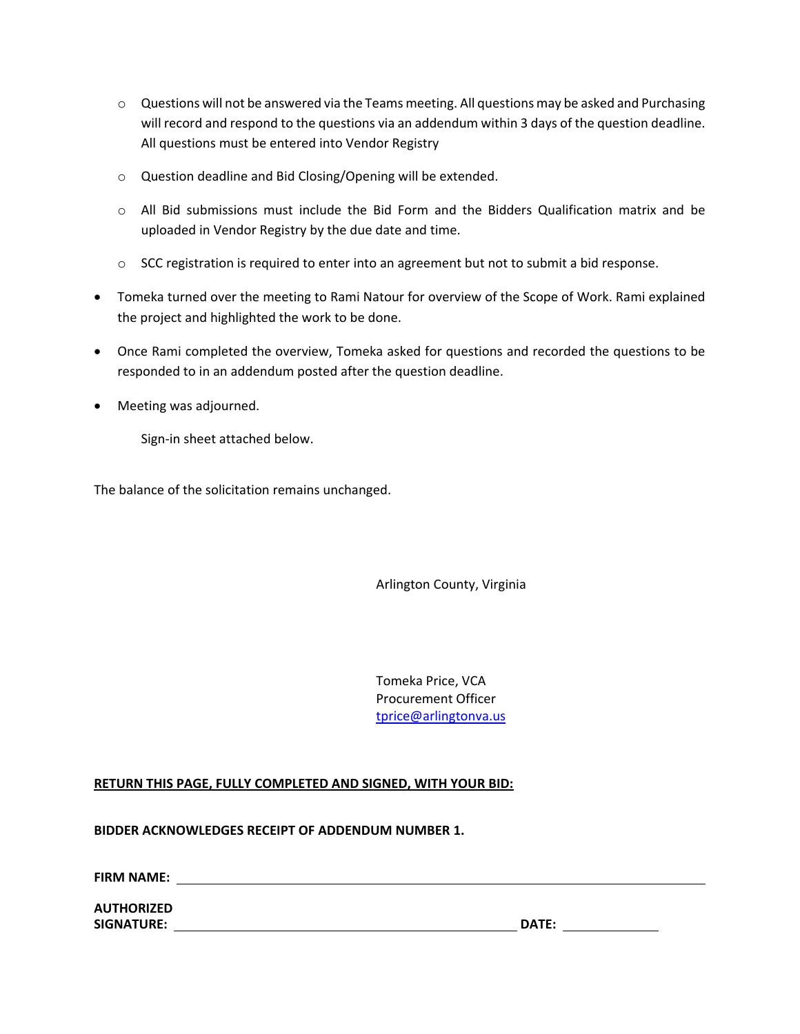- Questions will not be answered via the Teams meeting. All questions may be asked and Purchasing will record and respond to the questions via an addendum within 3 days of the question deadline. All questions must be entered into Vendor Registry
  - Question deadline and Bid Closing/Opening will be extended.
  - All Bid submissions must include the Bid Form and the Bidders Qualification matrix and be uploaded in Vendor Registry by the due date and time.
  - SCC registration is required to enter into an agreement but not to submit a bid response.

- Tomeka turned over the meeting to Rami Natour for overview of the Scope of Work. Rami explained the project and highlighted the work to be done.
- Once Rami completed the overview, Tomeka asked for questions and recorded the questions to be responded to in an addendum posted after the question deadline.
- Meeting was adjourned.

  Sign-in sheet attached below.

The balance of the solicitation remains unchanged.

Arlington County, Virginia

Tomeka Price, VCA
Procurement Officer
tprice@arlingtonva.us

**RETURN THIS PAGE, FULLY COMPLETED AND SIGNED, WITH YOUR BID:**

**BIDDER ACKNOWLEDGES RECEIPT OF ADDENDUM NUMBER 1.**

**FIRM NAME:** ______________________________________________

**AUTHORIZED SIGNATURE:** ______________________________ **DATE:** __________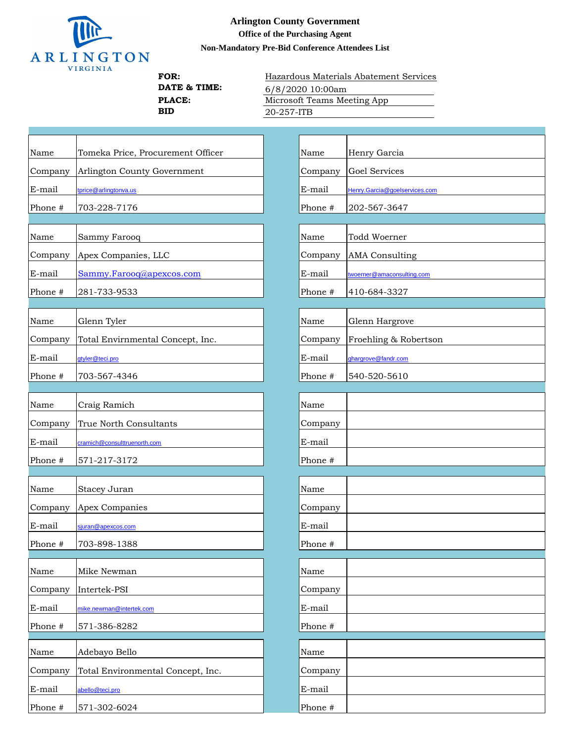# Arlington County Government

**Office of the Purchasing Agent**

**Non-Mandatory Pre-Bid Conference Attendees List**

| | |
|---|---|
| **FOR:** | Hazardous Materials Abatement Services |
| **DATE & TIME:** | 6/8/2020 10:00am |
| **PLACE:** | Microsoft Teams Meeting App |
| **BID** | 20-257-ITB |

| | |
|---|---|
| Name | Tomeka Price, Procurement Officer |
| Company | Arlington County Government |
| E-mail | tprice@arlingtonva.us |
| Phone # | 703-228-7176 |

| | |
|---|---|
| Name | Henry Garcia |
| Company | Goel Services |
| E-mail | Henry.Garcia@goelservices.com |
| Phone # | 202-567-3647 |

| | |
|---|---|
| Name | Sammy Farooq |
| Company | Apex Companies, LLC |
| E-mail | Sammy.Farooq@apexcos.com |
| Phone # | 281-733-9533 |

| | |
|---|---|
| Name | Todd Woerner |
| Company | AMA Consulting |
| E-mail | twoerner@amaconsulting.com |
| Phone # | 410-684-3327 |

| | |
|---|---|
| Name | Glenn Tyler |
| Company | Total Envirnmental Concept, Inc. |
| E-mail | gtyler@teci.pro |
| Phone # | 703-567-4346 |

| | |
|---|---|
| Name | Glenn Hargrove |
| Company | Froehling & Robertson |
| E-mail | ghargrove@fandr.com |
| Phone # | 540-520-5610 |

| | |
|---|---|
| Name | Craig Ramich |
| Company | True North Consultants |
| E-mail | cramich@consulttruenorth.com |
| Phone # | 571-217-3172 |

| | |
|---|---|
| Name | Stacey Juran |
| Company | Apex Companies |
| E-mail | sjuran@apexcos.com |
| Phone # | 703-898-1388 |

| | |
|---|---|
| Name | Mike Newman |
| Company | Intertek-PSI |
| E-mail | mike.newman@intertek.com |
| Phone # | 571-386-8282 |

| | |
|---|---|
| Name | Adebayo Bello |
| Company | Total Environmental Concept, Inc. |
| E-mail | abello@teci.pro |
| Phone # | 571-302-6024 |